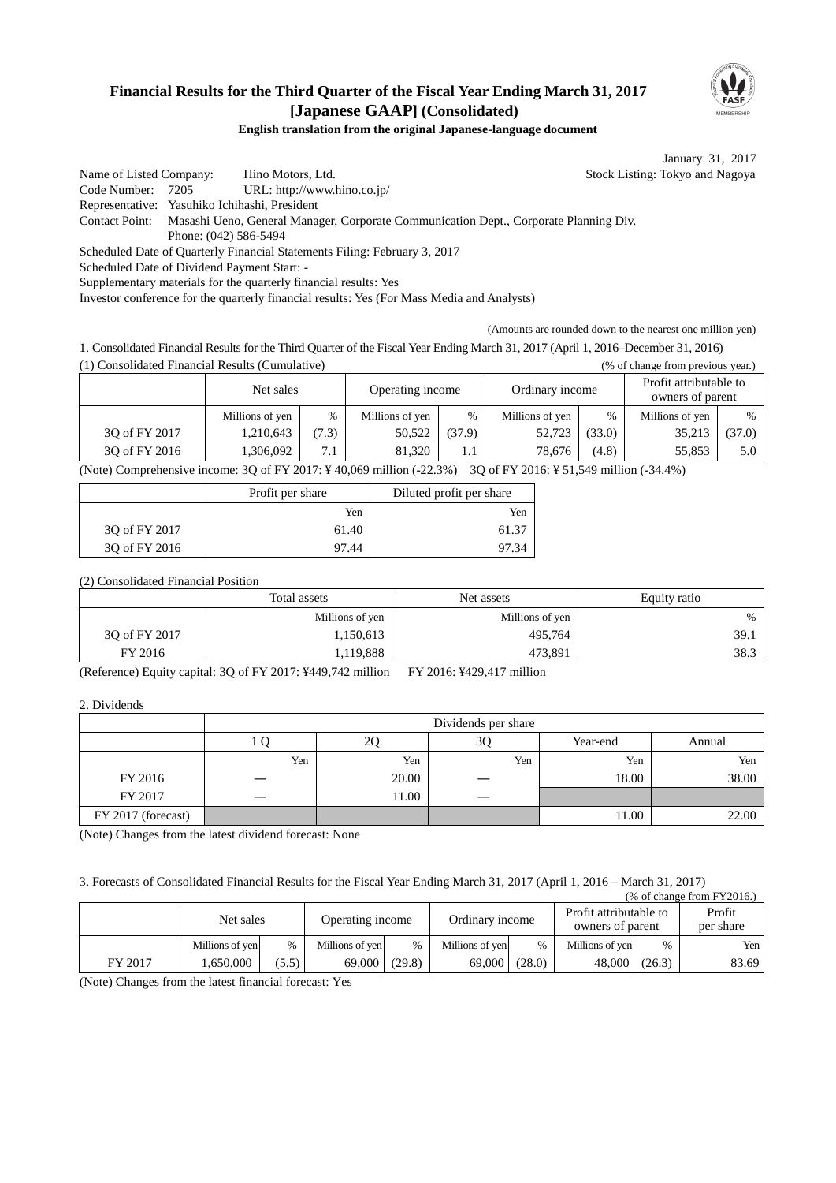# Financial Results for the Third Quarter of the Fiscal Year Ending March 31, 2017 [Japanese GAAP] (Consolidated)

**English translation from the original Japanese-language document**

January 31, 2017

Name of Listed Company: Hino Motors, Ltd. Stock Listing: Tokyo and Nagoya
Code Number: 7205 URL: http://www.hino.co.jp/
Representative: Yasuhiko Ichihashi, President
Contact Point: Masashi Ueno, General Manager, Corporate Communication Dept., Corporate Planning Div.
Phone: (042) 586-5494
Scheduled Date of Quarterly Financial Statements Filing: February 3, 2017
Scheduled Date of Dividend Payment Start: -
Supplementary materials for the quarterly financial results: Yes
Investor conference for the quarterly financial results: Yes (For Mass Media and Analysts)

(Amounts are rounded down to the nearest one million yen)

1. Consolidated Financial Results for the Third Quarter of the Fiscal Year Ending March 31, 2017 (April 1, 2016–December 31, 2016)

(1) Consolidated Financial Results (Cumulative) (% of change from previous year.)

| | Net sales | | Operating income | | Ordinary income | | Profit attributable to owners of parent | |
|---|---|---|---|---|---|---|---|---|
| | Millions of yen | % | Millions of yen | % | Millions of yen | % | Millions of yen | % |
| 3Q of FY 2017 | 1,210,643 | (7.3) | 50,522 | (37.9) | 52,723 | (33.0) | 35,213 | (37.0) |
| 3Q of FY 2016 | 1,306,092 | 7.1 | 81,320 | 1.1 | 78,676 | (4.8) | 55,853 | 5.0 |

(Note) Comprehensive income: 3Q of FY 2017: ¥ 40,069 million (-22.3%) 3Q of FY 2016: ¥ 51,549 million (-34.4%)

| | Profit per share | Diluted profit per share |
|---|---|---|
| | Yen | Yen |
| 3Q of FY 2017 | 61.40 | 61.37 |
| 3Q of FY 2016 | 97.44 | 97.34 |

(2) Consolidated Financial Position

| | Total assets | Net assets | Equity ratio |
|---|---|---|---|
| | Millions of yen | Millions of yen | % |
| 3Q of FY 2017 | 1,150,613 | 495,764 | 39.1 |
| FY 2016 | 1,119,888 | 473,891 | 38.3 |

(Reference) Equity capital: 3Q of FY 2017: ¥449,742 million FY 2016: ¥429,417 million

2. Dividends

| | Dividends per share | | | | |
|---|---|---|---|---|---|
| | 1 Q | 2Q | 3Q | Year-end | Annual |
| | Yen | Yen | Yen | Yen | Yen |
| FY 2016 | — | 20.00 | — | 18.00 | 38.00 |
| FY 2017 | — | 11.00 | — | | |
| FY 2017 (forecast) | | | | 11.00 | 22.00 |

(Note) Changes from the latest dividend forecast: None

3. Forecasts of Consolidated Financial Results for the Fiscal Year Ending March 31, 2017 (April 1, 2016 – March 31, 2017)

(% of change from FY2016.)

| | Net sales | | Operating income | | Ordinary income | | Profit attributable to owners of parent | | Profit per share |
|---|---|---|---|---|---|---|---|---|---|
| | Millions of yen | % | Millions of yen | % | Millions of yen | % | Millions of yen | % | Yen |
| FY 2017 | 1,650,000 | (5.5) | 69,000 | (29.8) | 69,000 | (28.0) | 48,000 | (26.3) | 83.69 |

(Note) Changes from the latest financial forecast: Yes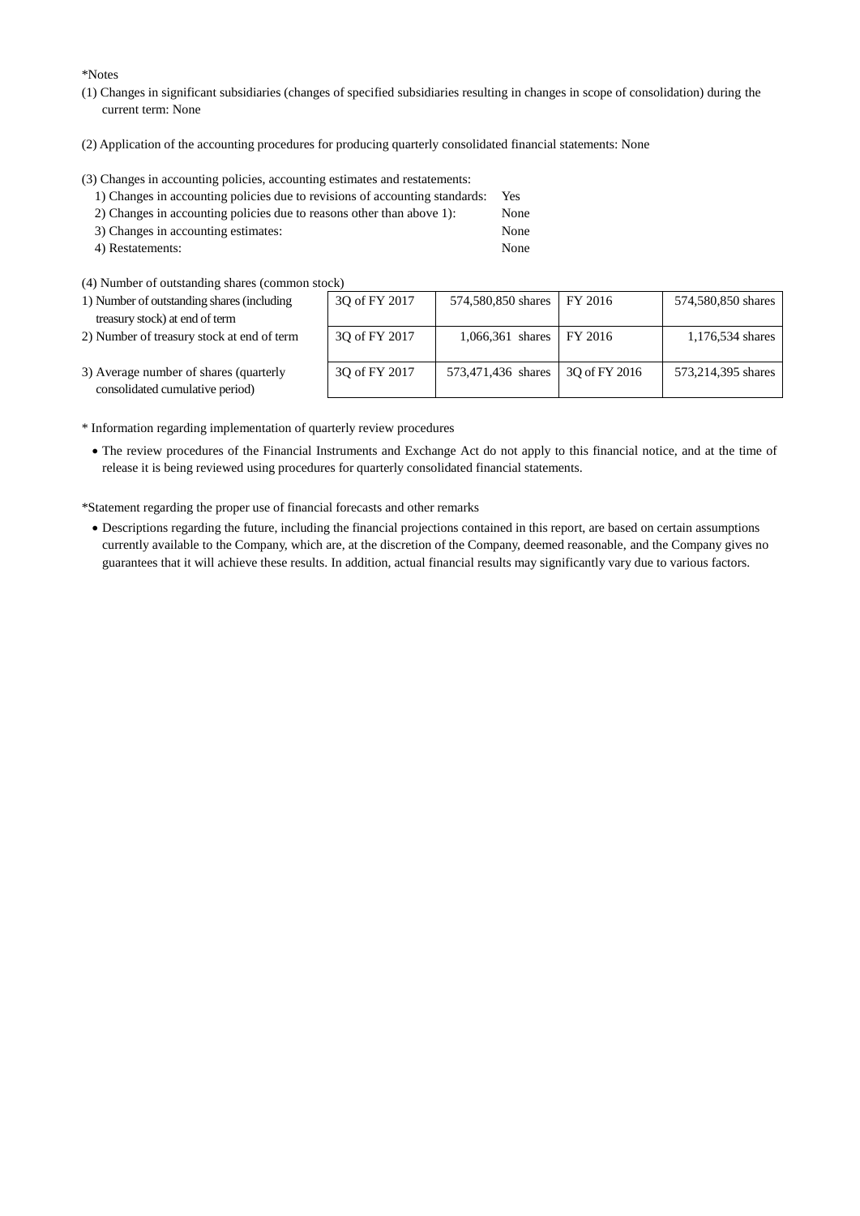*Notes

(1) Changes in significant subsidiaries (changes of specified subsidiaries resulting in changes in scope of consolidation) during the current term: None

(2) Application of the accounting procedures for producing quarterly consolidated financial statements: None

(3) Changes in accounting policies, accounting estimates and restatements:

| | |
|---|---|
| 1) Changes in accounting policies due to revisions of accounting standards: | Yes |
| 2) Changes in accounting policies due to reasons other than above 1): | None |
| 3) Changes in accounting estimates: | None |
| 4) Restatements: | None |

(4) Number of outstanding shares (common stock)

| | | | | |
|---|---|---|---|---|
| 1) Number of outstanding shares (including treasury stock) at end of term | 3Q of FY 2017 | 574,580,850 shares | FY 2016 | 574,580,850 shares |
| 2) Number of treasury stock at end of term | 3Q of FY 2017 | 1,066,361 shares | FY 2016 | 1,176,534 shares |
| 3) Average number of shares (quarterly consolidated cumulative period) | 3Q of FY 2017 | 573,471,436 shares | 3Q of FY 2016 | 573,214,395 shares |

* Information regarding implementation of quarterly review procedures

- The review procedures of the Financial Instruments and Exchange Act do not apply to this financial notice, and at the time of release it is being reviewed using procedures for quarterly consolidated financial statements.

*Statement regarding the proper use of financial forecasts and other remarks

- Descriptions regarding the future, including the financial projections contained in this report, are based on certain assumptions currently available to the Company, which are, at the discretion of the Company, deemed reasonable, and the Company gives no guarantees that it will achieve these results. In addition, actual financial results may significantly vary due to various factors.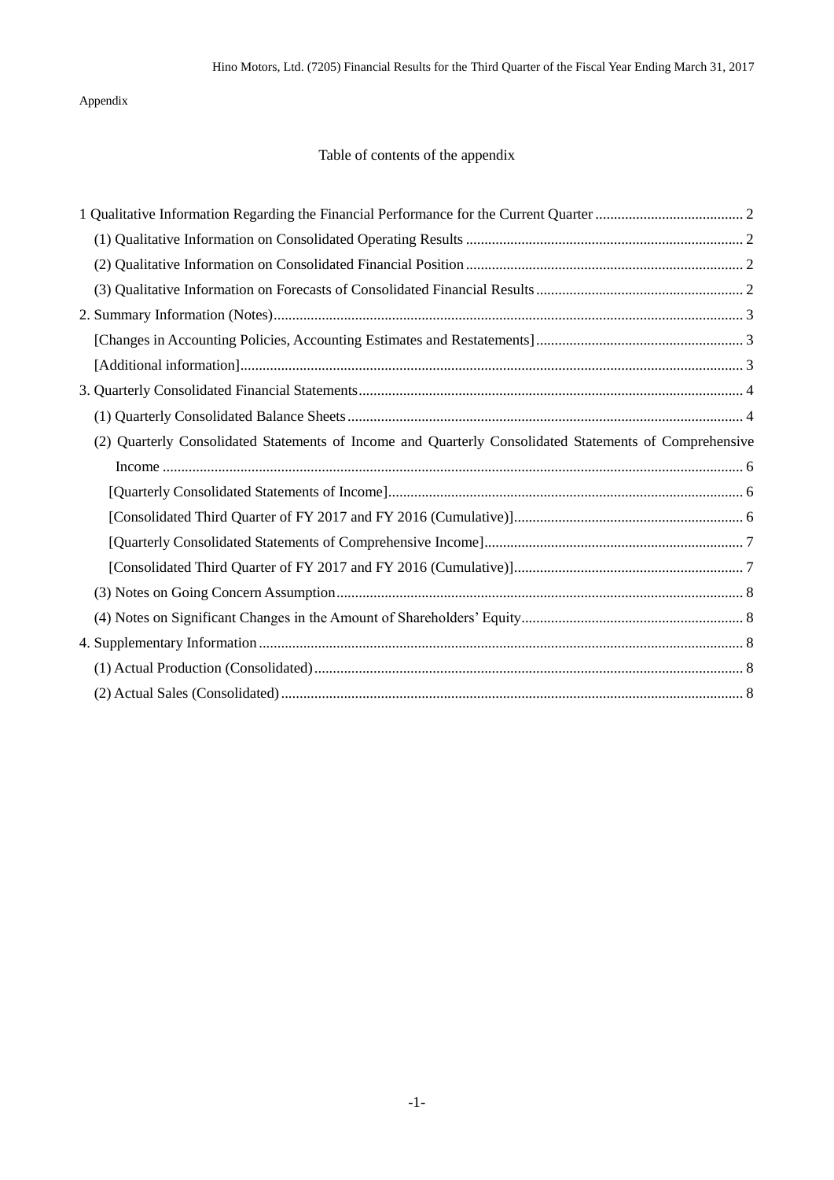Appendix

## Table of contents of the appendix

1 Qualitative Information Regarding the Financial Performance for the Current Quarter ........................................ 2
  (1) Qualitative Information on Consolidated Operating Results ........................................................................... 2
  (2) Qualitative Information on Consolidated Financial Position ........................................................................... 2
  (3) Qualitative Information on Forecasts of Consolidated Financial Results ........................................................ 2
2. Summary Information (Notes)............................................................................................................................. 3
  [Changes in Accounting Policies, Accounting Estimates and Restatements] ........................................................ 3
  [Additional information]...................................................................................................................................... 3
3. Quarterly Consolidated Financial Statements....................................................................................................... 4
  (1) Quarterly Consolidated Balance Sheets .......................................................................................................... 4
  (2) Quarterly Consolidated Statements of Income and Quarterly Consolidated Statements of Comprehensive Income ............................................................................................................................................ 6
    [Quarterly Consolidated Statements of Income]............................................................................................... 6
    [Consolidated Third Quarter of FY 2017 and FY 2016 (Cumulative)].............................................................. 6
    [Quarterly Consolidated Statements of Comprehensive Income]...................................................................... 7
    [Consolidated Third Quarter of FY 2017 and FY 2016 (Cumulative)].............................................................. 7
  (3) Notes on Going Concern Assumption............................................................................................................. 8
  (4) Notes on Significant Changes in the Amount of Shareholders' Equity............................................................ 8
4. Supplementary Information .................................................................................................................................. 8
  (1) Actual Production (Consolidated)................................................................................................................... 8
  (2) Actual Sales (Consolidated) ............................................................................................................................ 8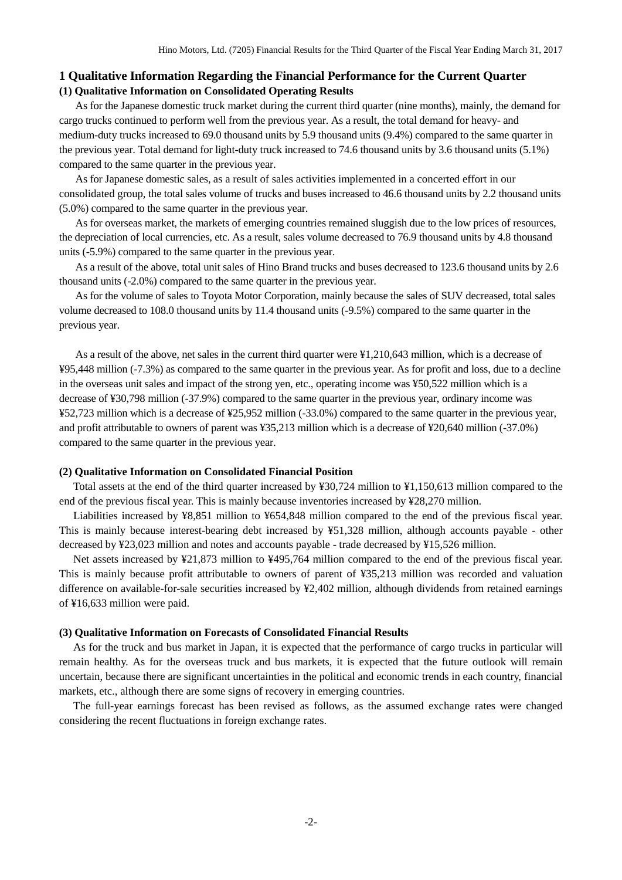## 1 Qualitative Information Regarding the Financial Performance for the Current Quarter

### (1) Qualitative Information on Consolidated Operating Results

As for the Japanese domestic truck market during the current third quarter (nine months), mainly, the demand for cargo trucks continued to perform well from the previous year. As a result, the total demand for heavy- and medium-duty trucks increased to 69.0 thousand units by 5.9 thousand units (9.4%) compared to the same quarter in the previous year. Total demand for light-duty truck increased to 74.6 thousand units by 3.6 thousand units (5.1%) compared to the same quarter in the previous year.

As for Japanese domestic sales, as a result of sales activities implemented in a concerted effort in our consolidated group, the total sales volume of trucks and buses increased to 46.6 thousand units by 2.2 thousand units (5.0%) compared to the same quarter in the previous year.

As for overseas market, the markets of emerging countries remained sluggish due to the low prices of resources, the depreciation of local currencies, etc. As a result, sales volume decreased to 76.9 thousand units by 4.8 thousand units (-5.9%) compared to the same quarter in the previous year.

As a result of the above, total unit sales of Hino Brand trucks and buses decreased to 123.6 thousand units by 2.6 thousand units (-2.0%) compared to the same quarter in the previous year.

As for the volume of sales to Toyota Motor Corporation, mainly because the sales of SUV decreased, total sales volume decreased to 108.0 thousand units by 11.4 thousand units (-9.5%) compared to the same quarter in the previous year.

As a result of the above, net sales in the current third quarter were ¥1,210,643 million, which is a decrease of ¥95,448 million (-7.3%) as compared to the same quarter in the previous year. As for profit and loss, due to a decline in the overseas unit sales and impact of the strong yen, etc., operating income was ¥50,522 million which is a decrease of ¥30,798 million (-37.9%) compared to the same quarter in the previous year, ordinary income was ¥52,723 million which is a decrease of ¥25,952 million (-33.0%) compared to the same quarter in the previous year, and profit attributable to owners of parent was ¥35,213 million which is a decrease of ¥20,640 million (-37.0%) compared to the same quarter in the previous year.

### (2) Qualitative Information on Consolidated Financial Position

Total assets at the end of the third quarter increased by ¥30,724 million to ¥1,150,613 million compared to the end of the previous fiscal year. This is mainly because inventories increased by ¥28,270 million.

Liabilities increased by ¥8,851 million to ¥654,848 million compared to the end of the previous fiscal year. This is mainly because interest-bearing debt increased by ¥51,328 million, although accounts payable - other decreased by ¥23,023 million and notes and accounts payable - trade decreased by ¥15,526 million.

Net assets increased by ¥21,873 million to ¥495,764 million compared to the end of the previous fiscal year. This is mainly because profit attributable to owners of parent of ¥35,213 million was recorded and valuation difference on available-for-sale securities increased by ¥2,402 million, although dividends from retained earnings of ¥16,633 million were paid.

### (3) Qualitative Information on Forecasts of Consolidated Financial Results

As for the truck and bus market in Japan, it is expected that the performance of cargo trucks in particular will remain healthy. As for the overseas truck and bus markets, it is expected that the future outlook will remain uncertain, because there are significant uncertainties in the political and economic trends in each country, financial markets, etc., although there are some signs of recovery in emerging countries.

The full-year earnings forecast has been revised as follows, as the assumed exchange rates were changed considering the recent fluctuations in foreign exchange rates.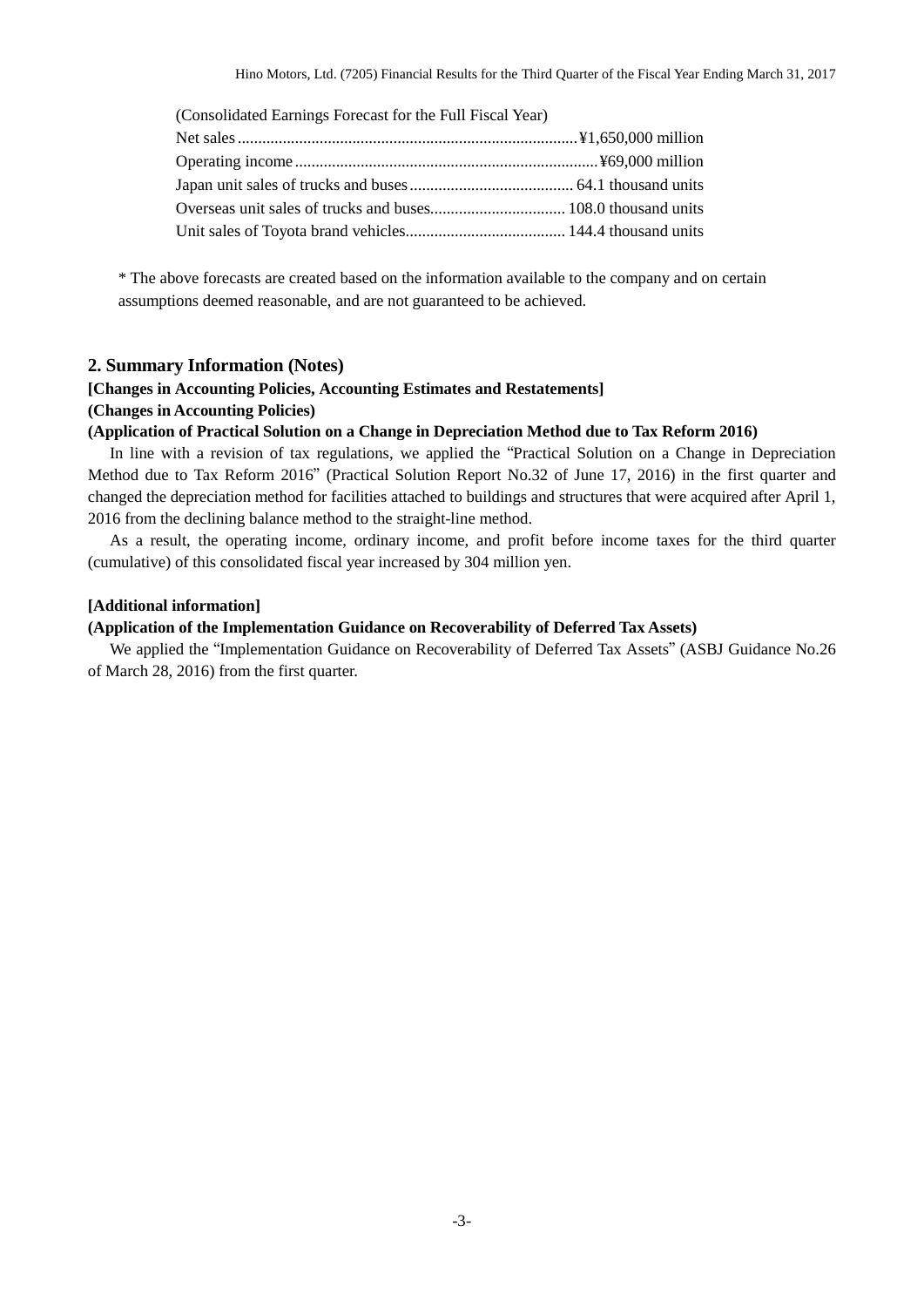(Consolidated Earnings Forecast for the Full Fiscal Year)

| | |
|---|---|
| Net sales | ¥1,650,000 million |
| Operating income | ¥69,000 million |
| Japan unit sales of trucks and buses | 64.1 thousand units |
| Overseas unit sales of trucks and buses | 108.0 thousand units |
| Unit sales of Toyota brand vehicles | 144.4 thousand units |

\* The above forecasts are created based on the information available to the company and on certain assumptions deemed reasonable, and are not guaranteed to be achieved.

## 2. Summary Information (Notes)

**[Changes in Accounting Policies, Accounting Estimates and Restatements]**

**(Changes in Accounting Policies)**

**(Application of Practical Solution on a Change in Depreciation Method due to Tax Reform 2016)**

In line with a revision of tax regulations, we applied the “Practical Solution on a Change in Depreciation Method due to Tax Reform 2016” (Practical Solution Report No.32 of June 17, 2016) in the first quarter and changed the depreciation method for facilities attached to buildings and structures that were acquired after April 1, 2016 from the declining balance method to the straight-line method.

As a result, the operating income, ordinary income, and profit before income taxes for the third quarter (cumulative) of this consolidated fiscal year increased by 304 million yen.

**[Additional information]**

**(Application of the Implementation Guidance on Recoverability of Deferred Tax Assets)**

We applied the “Implementation Guidance on Recoverability of Deferred Tax Assets” (ASBJ Guidance No.26 of March 28, 2016) from the first quarter.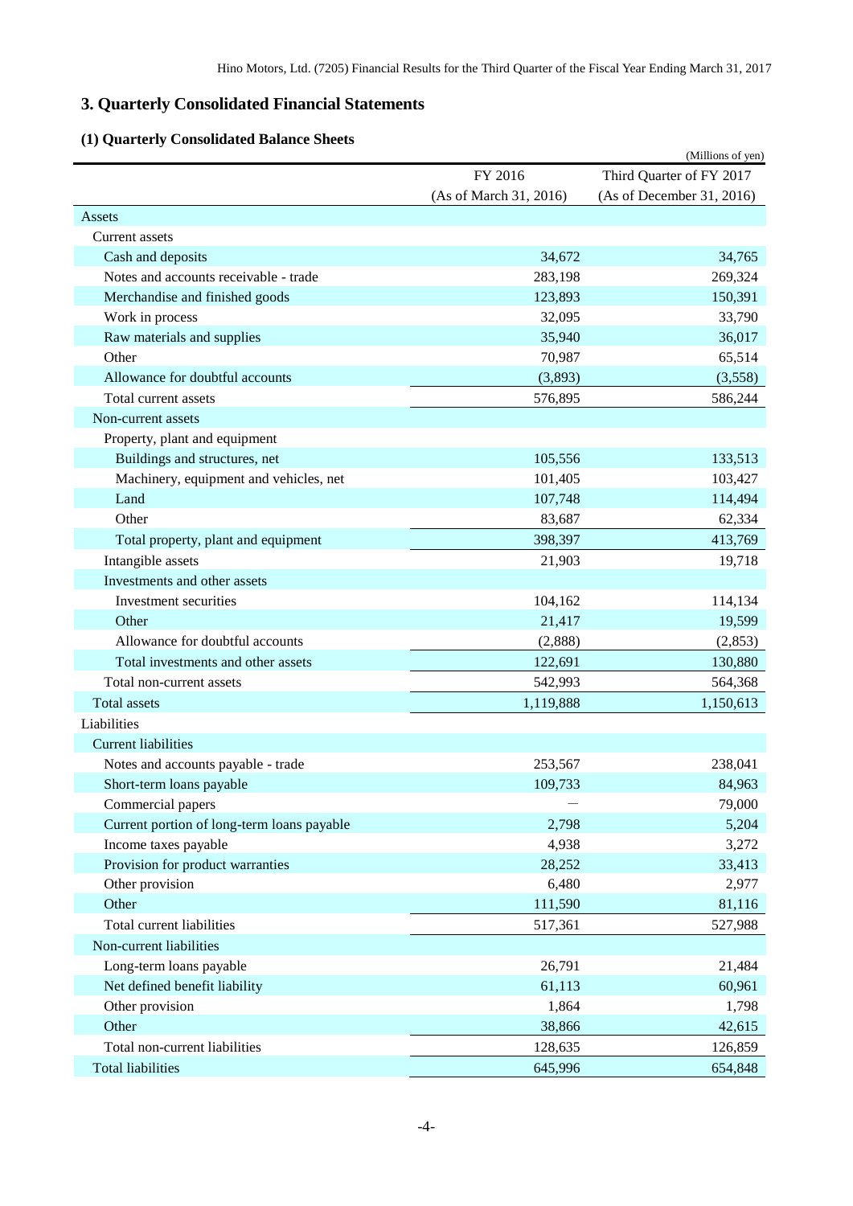## 3. Quarterly Consolidated Financial Statements

### (1) Quarterly Consolidated Balance Sheets

(Millions of yen)

| | FY 2016 (As of March 31, 2016) | Third Quarter of FY 2017 (As of December 31, 2016) |
|---|---|---|
| Assets | | |
| Current assets | | |
| Cash and deposits | 34,672 | 34,765 |
| Notes and accounts receivable - trade | 283,198 | 269,324 |
| Merchandise and finished goods | 123,893 | 150,391 |
| Work in process | 32,095 | 33,790 |
| Raw materials and supplies | 35,940 | 36,017 |
| Other | 70,987 | 65,514 |
| Allowance for doubtful accounts | (3,893) | (3,558) |
| Total current assets | 576,895 | 586,244 |
| Non-current assets | | |
| Property, plant and equipment | | |
| Buildings and structures, net | 105,556 | 133,513 |
| Machinery, equipment and vehicles, net | 101,405 | 103,427 |
| Land | 107,748 | 114,494 |
| Other | 83,687 | 62,334 |
| Total property, plant and equipment | 398,397 | 413,769 |
| Intangible assets | 21,903 | 19,718 |
| Investments and other assets | | |
| Investment securities | 104,162 | 114,134 |
| Other | 21,417 | 19,599 |
| Allowance for doubtful accounts | (2,888) | (2,853) |
| Total investments and other assets | 122,691 | 130,880 |
| Total non-current assets | 542,993 | 564,368 |
| Total assets | 1,119,888 | 1,150,613 |
| Liabilities | | |
| Current liabilities | | |
| Notes and accounts payable - trade | 253,567 | 238,041 |
| Short-term loans payable | 109,733 | 84,963 |
| Commercial papers | — | 79,000 |
| Current portion of long-term loans payable | 2,798 | 5,204 |
| Income taxes payable | 4,938 | 3,272 |
| Provision for product warranties | 28,252 | 33,413 |
| Other provision | 6,480 | 2,977 |
| Other | 111,590 | 81,116 |
| Total current liabilities | 517,361 | 527,988 |
| Non-current liabilities | | |
| Long-term loans payable | 26,791 | 21,484 |
| Net defined benefit liability | 61,113 | 60,961 |
| Other provision | 1,864 | 1,798 |
| Other | 38,866 | 42,615 |
| Total non-current liabilities | 128,635 | 126,859 |
| Total liabilities | 645,996 | 654,848 |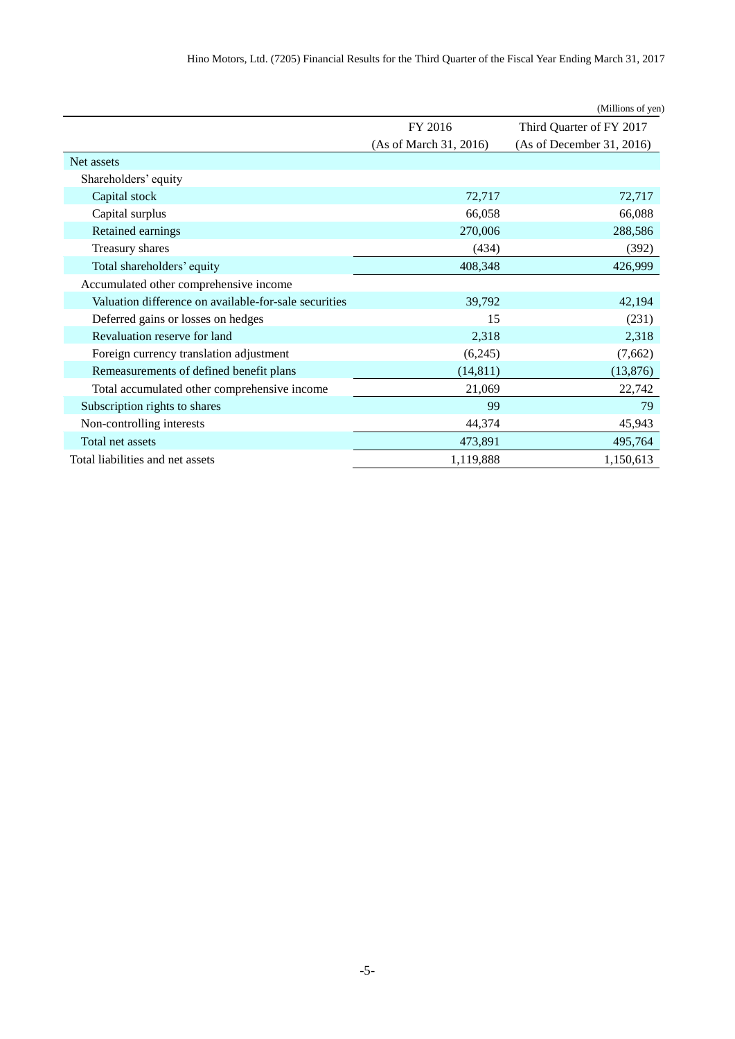(Millions of yen)

| | FY 2016 (As of March 31, 2016) | Third Quarter of FY 2017 (As of December 31, 2016) |
|---|---|---|
| Net assets | | |
| Shareholders' equity | | |
| Capital stock | 72,717 | 72,717 |
| Capital surplus | 66,058 | 66,088 |
| Retained earnings | 270,006 | 288,586 |
| Treasury shares | (434) | (392) |
| Total shareholders' equity | 408,348 | 426,999 |
| Accumulated other comprehensive income | | |
| Valuation difference on available-for-sale securities | 39,792 | 42,194 |
| Deferred gains or losses on hedges | 15 | (231) |
| Revaluation reserve for land | 2,318 | 2,318 |
| Foreign currency translation adjustment | (6,245) | (7,662) |
| Remeasurements of defined benefit plans | (14,811) | (13,876) |
| Total accumulated other comprehensive income | 21,069 | 22,742 |
| Subscription rights to shares | 99 | 79 |
| Non-controlling interests | 44,374 | 45,943 |
| Total net assets | 473,891 | 495,764 |
| Total liabilities and net assets | 1,119,888 | 1,150,613 |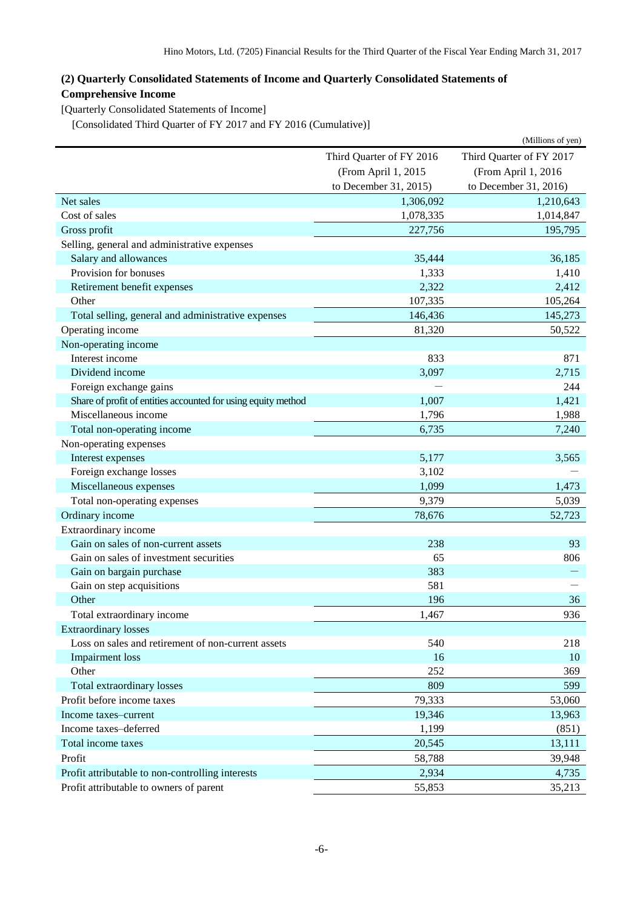## (2) Quarterly Consolidated Statements of Income and Quarterly Consolidated Statements of Comprehensive Income

[Quarterly Consolidated Statements of Income]

[Consolidated Third Quarter of FY 2017 and FY 2016 (Cumulative)]

(Millions of yen)

| | Third Quarter of FY 2016 (From April 1, 2015 to December 31, 2015) | Third Quarter of FY 2017 (From April 1, 2016 to December 31, 2016) |
|---|---|---|
| Net sales | 1,306,092 | 1,210,643 |
| Cost of sales | 1,078,335 | 1,014,847 |
| Gross profit | 227,756 | 195,795 |
| Selling, general and administrative expenses | | |
| Salary and allowances | 35,444 | 36,185 |
| Provision for bonuses | 1,333 | 1,410 |
| Retirement benefit expenses | 2,322 | 2,412 |
| Other | 107,335 | 105,264 |
| Total selling, general and administrative expenses | 146,436 | 145,273 |
| Operating income | 81,320 | 50,522 |
| Non-operating income | | |
| Interest income | 833 | 871 |
| Dividend income | 3,097 | 2,715 |
| Foreign exchange gains | — | 244 |
| Share of profit of entities accounted for using equity method | 1,007 | 1,421 |
| Miscellaneous income | 1,796 | 1,988 |
| Total non-operating income | 6,735 | 7,240 |
| Non-operating expenses | | |
| Interest expenses | 5,177 | 3,565 |
| Foreign exchange losses | 3,102 | — |
| Miscellaneous expenses | 1,099 | 1,473 |
| Total non-operating expenses | 9,379 | 5,039 |
| Ordinary income | 78,676 | 52,723 |
| Extraordinary income | | |
| Gain on sales of non-current assets | 238 | 93 |
| Gain on sales of investment securities | 65 | 806 |
| Gain on bargain purchase | 383 | — |
| Gain on step acquisitions | 581 | — |
| Other | 196 | 36 |
| Total extraordinary income | 1,467 | 936 |
| Extraordinary losses | | |
| Loss on sales and retirement of non-current assets | 540 | 218 |
| Impairment loss | 16 | 10 |
| Other | 252 | 369 |
| Total extraordinary losses | 809 | 599 |
| Profit before income taxes | 79,333 | 53,060 |
| Income taxes–current | 19,346 | 13,963 |
| Income taxes–deferred | 1,199 | (851) |
| Total income taxes | 20,545 | 13,111 |
| Profit | 58,788 | 39,948 |
| Profit attributable to non-controlling interests | 2,934 | 4,735 |
| Profit attributable to owners of parent | 55,853 | 35,213 |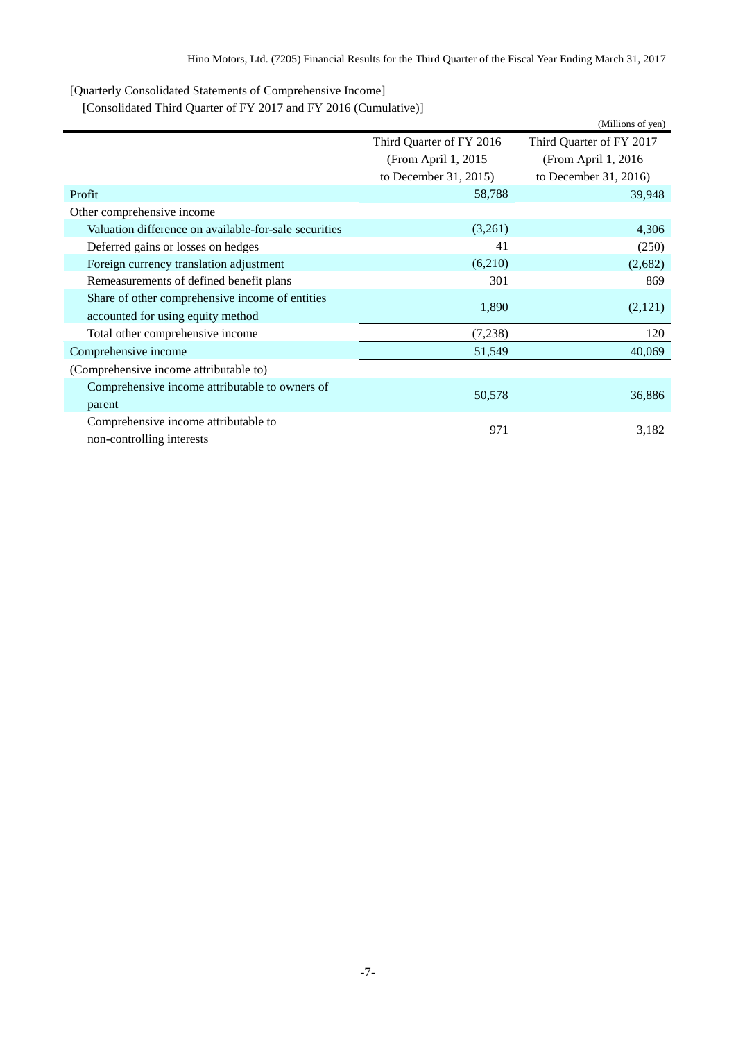[Quarterly Consolidated Statements of Comprehensive Income]

[Consolidated Third Quarter of FY 2017 and FY 2016 (Cumulative)]

(Millions of yen)

| | Third Quarter of FY 2016 (From April 1, 2015 to December 31, 2015) | Third Quarter of FY 2017 (From April 1, 2016 to December 31, 2016) |
|---|---|---|
| Profit | 58,788 | 39,948 |
| Other comprehensive income | | |
| Valuation difference on available-for-sale securities | (3,261) | 4,306 |
| Deferred gains or losses on hedges | 41 | (250) |
| Foreign currency translation adjustment | (6,210) | (2,682) |
| Remeasurements of defined benefit plans | 301 | 869 |
| Share of other comprehensive income of entities accounted for using equity method | 1,890 | (2,121) |
| Total other comprehensive income | (7,238) | 120 |
| Comprehensive income | 51,549 | 40,069 |
| (Comprehensive income attributable to) | | |
| Comprehensive income attributable to owners of parent | 50,578 | 36,886 |
| Comprehensive income attributable to non-controlling interests | 971 | 3,182 |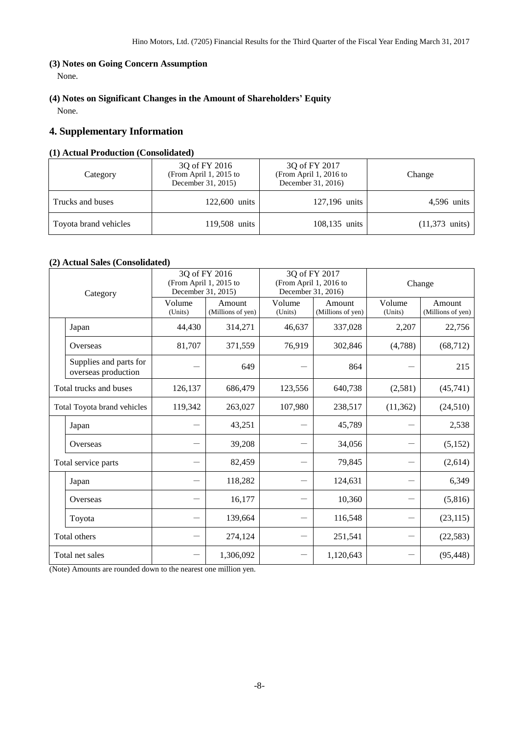### (3) Notes on Going Concern Assumption

None.

### (4) Notes on Significant Changes in the Amount of Shareholders' Equity

None.

## 4. Supplementary Information

### (1) Actual Production (Consolidated)

| Category | 3Q of FY 2016 (From April 1, 2015 to December 31, 2015) | 3Q of FY 2017 (From April 1, 2016 to December 31, 2016) | Change |
|---|---|---|---|
| Trucks and buses | 122,600 units | 127,196 units | 4,596 units |
| Toyota brand vehicles | 119,508 units | 108,135 units | (11,373 units) |

### (2) Actual Sales (Consolidated)

| Category | | 3Q of FY 2016 (From April 1, 2015 to December 31, 2015) | | 3Q of FY 2017 (From April 1, 2016 to December 31, 2016) | | Change | |
|---|---|---|---|---|---|---|---|
| | | Volume (Units) | Amount (Millions of yen) | Volume (Units) | Amount (Millions of yen) | Volume (Units) | Amount (Millions of yen) |
| | Japan | 44,430 | 314,271 | 46,637 | 337,028 | 2,207 | 22,756 |
| | Overseas | 81,707 | 371,559 | 76,919 | 302,846 | (4,788) | (68,712) |
| | Supplies and parts for overseas production | — | 649 | — | 864 | — | 215 |
| Total trucks and buses | | 126,137 | 686,479 | 123,556 | 640,738 | (2,581) | (45,741) |
| Total Toyota brand vehicles | | 119,342 | 263,027 | 107,980 | 238,517 | (11,362) | (24,510) |
| | Japan | — | 43,251 | — | 45,789 | — | 2,538 |
| | Overseas | — | 39,208 | — | 34,056 | — | (5,152) |
| Total service parts | | — | 82,459 | — | 79,845 | — | (2,614) |
| | Japan | — | 118,282 | — | 124,631 | — | 6,349 |
| | Overseas | — | 16,177 | — | 10,360 | — | (5,816) |
| | Toyota | — | 139,664 | — | 116,548 | — | (23,115) |
| Total others | | — | 274,124 | — | 251,541 | — | (22,583) |
| Total net sales | | — | 1,306,092 | — | 1,120,643 | — | (95,448) |

(Note) Amounts are rounded down to the nearest one million yen.